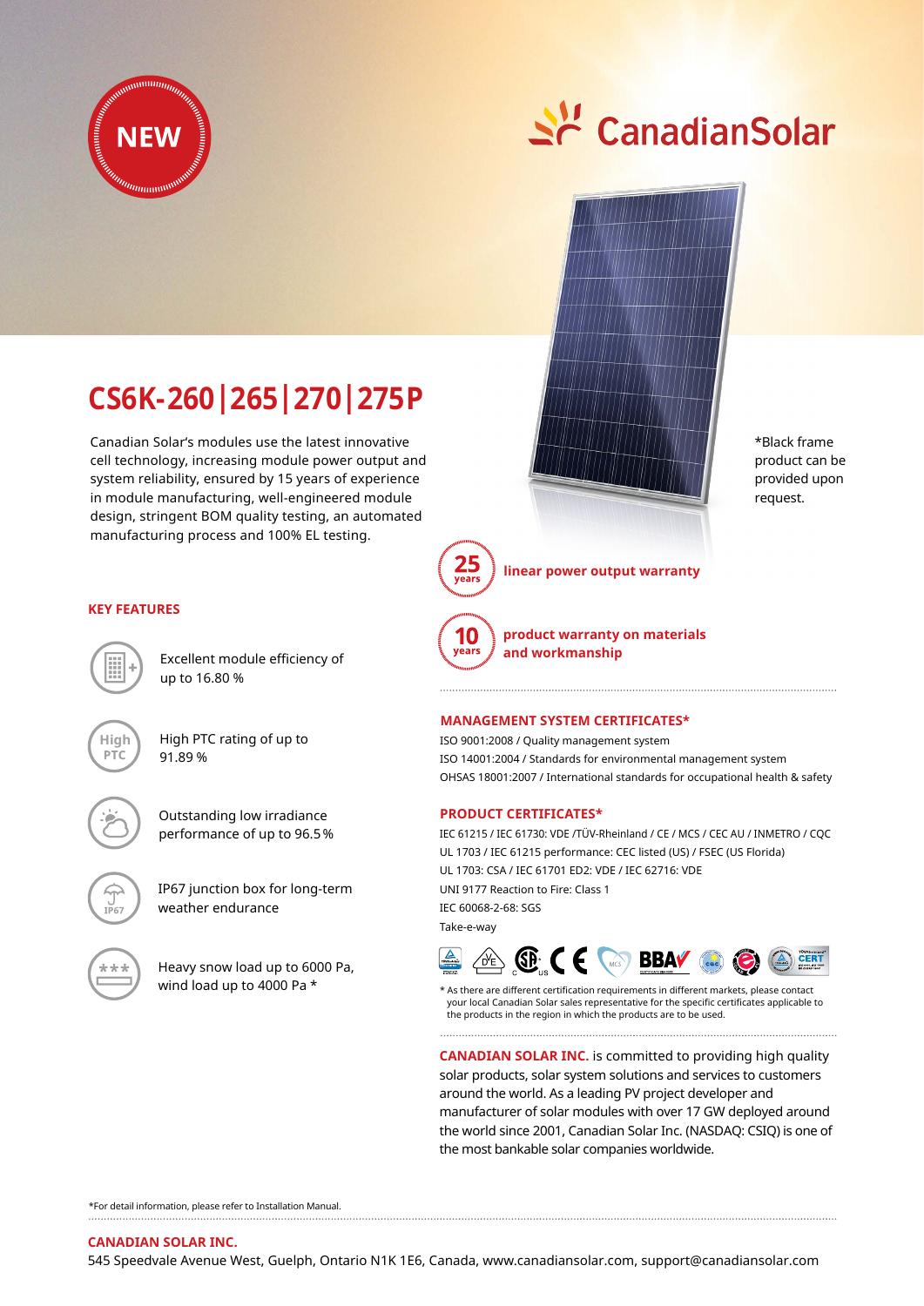NEW

CanadianSolar

# CS6K-260|265|270|275P

Canadian Solar's modules use the latest innovative cell technology, increasing module power output and system reliability, ensured by 15 years of experience in module manufacturing, well-engineered module design, stringent BOM quality testing, an automated manufacturing process and 100% EL testing.

*Black frame product can be provided upon request.

**25 years** linear power output warranty

**10 years** product warranty on materials and workmanship

## KEY FEATURES

- Excellent module efficiency of up to 16.80 %
- High PTC rating of up to 91.89 %
- Outstanding low irradiance performance of up to 96.5 %
- IP67 junction box for long-term weather endurance
- Heavy snow load up to 6000 Pa, wind load up to 4000 Pa *

## MANAGEMENT SYSTEM CERTIFICATES*

ISO 9001:2008 / Quality management system
ISO 14001:2004 / Standards for environmental management system
OHSAS 18001:2007 / International standards for occupational health & safety

## PRODUCT CERTIFICATES*

IEC 61215 / IEC 61730: VDE /TÜV-Rheinland / CE / MCS / CEC AU / INMETRO / CQC
UL 1703 / IEC 61215 performance: CEC listed (US) / FSEC (US Florida)
UL 1703: CSA / IEC 61701 ED2: VDE / IEC 62716: VDE
UNI 9177 Reaction to Fire: Class 1
IEC 60068-2-68: SGS
Take-e-way

* As there are different certification requirements in different markets, please contact your local Canadian Solar sales representative for the specific certificates applicable to the products in the region in which the products are to be used.

**CANADIAN SOLAR INC.** is committed to providing high quality solar products, solar system solutions and services to customers around the world. As a leading PV project developer and manufacturer of solar modules with over 17 GW deployed around the world since 2001, Canadian Solar Inc. (NASDAQ: CSIQ) is one of the most bankable solar companies worldwide.

*For detail information, please refer to Installation Manual.

**CANADIAN SOLAR INC.**
545 Speedvale Avenue West, Guelph, Ontario N1K 1E6, Canada, www.canadiansolar.com, support@canadiansolar.com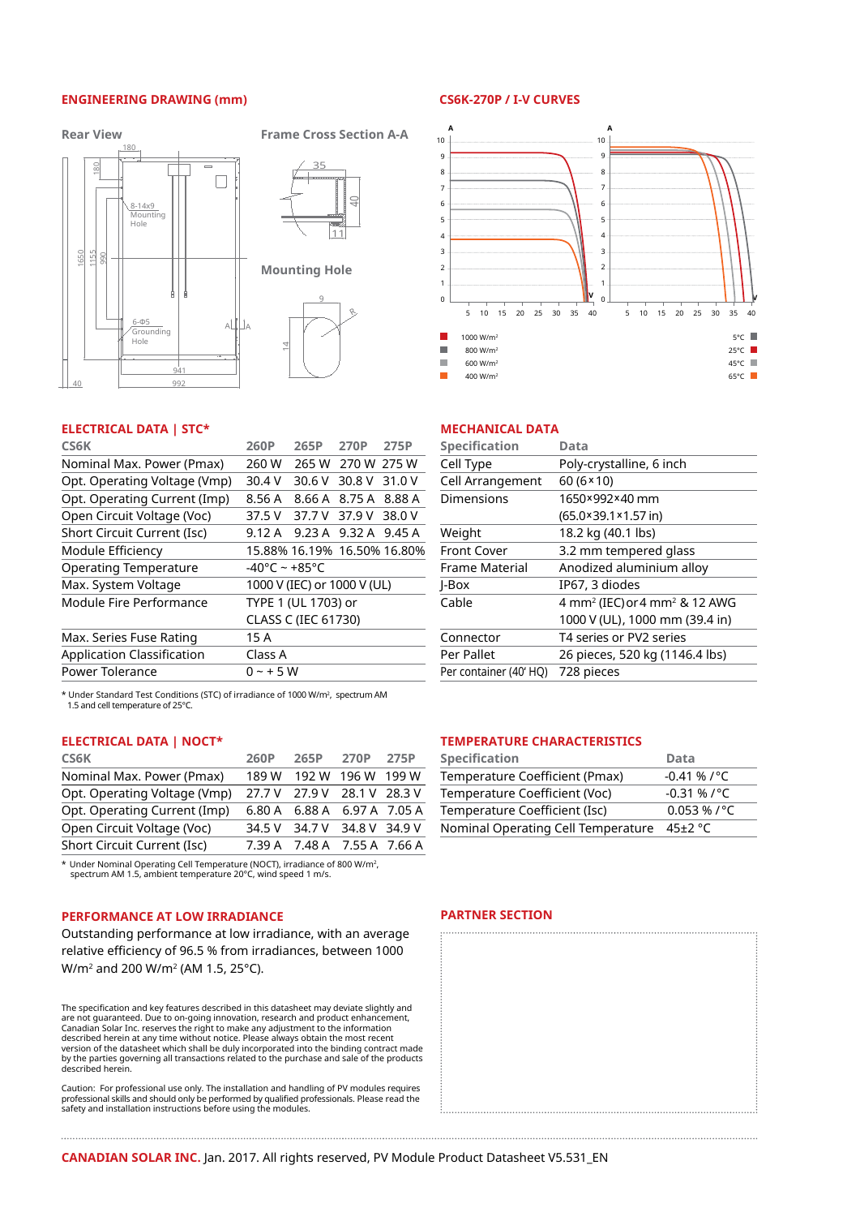## ENGINEERING DRAWING (mm)

Rear View

180

8-14x9
Mounting
Hole

1650 1155 990

6-Φ5
Grounding
Hole

A A

40 941 992

Frame Cross Section A-A

35

40

11

Mounting Hole

9

R

14

## CS6K-270P / I-V CURVES

A

10 9 8 7 6 5 4 3 2 1 0

5 10 15 20 25 30 35 40

V

1000 W/m²
800 W/m²
600 W/m²
400 W/m²

A

10 9 8 7 6 5 4 3 2 1 0

5 10 15 20 25 30 35 40

V

5°C
25°C
45°C
65°C

## ELECTRICAL DATA | STC*

| CS6K | 260P | 265P | 270P | 275P |
|---|---|---|---|---|
| Nominal Max. Power (Pmax) | 260 W | 265 W | 270 W | 275 W |
| Opt. Operating Voltage (Vmp) | 30.4 V | 30.6 V | 30.8 V | 31.0 V |
| Opt. Operating Current (Imp) | 8.56 A | 8.66 A | 8.75 A | 8.88 A |
| Open Circuit Voltage (Voc) | 37.5 V | 37.7 V | 37.9 V | 38.0 V |
| Short Circuit Current (Isc) | 9.12 A | 9.23 A | 9.32 A | 9.45 A |
| Module Efficiency | 15.88% | 16.19% | 16.50% | 16.80% |
| Operating Temperature | -40°C ~ +85°C | | | |
| Max. System Voltage | 1000 V (IEC) or 1000 V (UL) | | | |
| Module Fire Performance | TYPE 1 (UL 1703) or CLASS C (IEC 61730) | | | |
| Max. Series Fuse Rating | 15 A | | | |
| Application Classification | Class A | | | |
| Power Tolerance | 0 ~ + 5 W | | | |

\* Under Standard Test Conditions (STC) of irradiance of 1000 W/m², spectrum AM 1.5 and cell temperature of 25°C.

## MECHANICAL DATA

| Specification | Data |
|---|---|
| Cell Type | Poly-crystalline, 6 inch |
| Cell Arrangement | 60 (6×10) |
| Dimensions | 1650×992×40 mm (65.0×39.1×1.57 in) |
| Weight | 18.2 kg (40.1 lbs) |
| Front Cover | 3.2 mm tempered glass |
| Frame Material | Anodized aluminium alloy |
| J-Box | IP67, 3 diodes |
| Cable | 4 mm² (IEC) or 4 mm² & 12 AWG 1000 V (UL), 1000 mm (39.4 in) |
| Connector | T4 series or PV2 series |
| Per Pallet | 26 pieces, 520 kg (1146.4 lbs) |
| Per container (40' HQ) | 728 pieces |

## ELECTRICAL DATA | NOCT*

| CS6K | 260P | 265P | 270P | 275P |
|---|---|---|---|---|
| Nominal Max. Power (Pmax) | 189 W | 192 W | 196 W | 199 W |
| Opt. Operating Voltage (Vmp) | 27.7 V | 27.9 V | 28.1 V | 28.3 V |
| Opt. Operating Current (Imp) | 6.80 A | 6.88 A | 6.97 A | 7.05 A |
| Open Circuit Voltage (Voc) | 34.5 V | 34.7 V | 34.8 V | 34.9 V |
| Short Circuit Current (Isc) | 7.39 A | 7.48 A | 7.55 A | 7.66 A |

\* Under Nominal Operating Cell Temperature (NOCT), irradiance of 800 W/m², spectrum AM 1.5, ambient temperature 20°C, wind speed 1 m/s.

## TEMPERATURE CHARACTERISTICS

| Specification | Data |
|---|---|
| Temperature Coefficient (Pmax) | -0.41 % / °C |
| Temperature Coefficient (Voc) | -0.31 % / °C |
| Temperature Coefficient (Isc) | 0.053 % / °C |
| Nominal Operating Cell Temperature | 45±2 °C |

## PERFORMANCE AT LOW IRRADIANCE

Outstanding performance at low irradiance, with an average relative efficiency of 96.5 % from irradiances, between 1000 W/m² and 200 W/m² (AM 1.5, 25°C).

The specification and key features described in this datasheet may deviate slightly and are not guaranteed. Due to on-going innovation, research and product enhancement, Canadian Solar Inc. reserves the right to make any adjustment to the information described herein at any time without notice. Please always obtain the most recent version of the datasheet which shall be duly incorporated into the binding contract made by the parties governing all transactions related to the purchase and sale of the products described herein.

Caution: For professional use only. The installation and handling of PV modules requires professional skills and should only be performed by qualified professionals. Please read the safety and installation instructions before using the modules.

## PARTNER SECTION

**CANADIAN SOLAR INC.** Jan. 2017. All rights reserved, PV Module Product Datasheet V5.531_EN